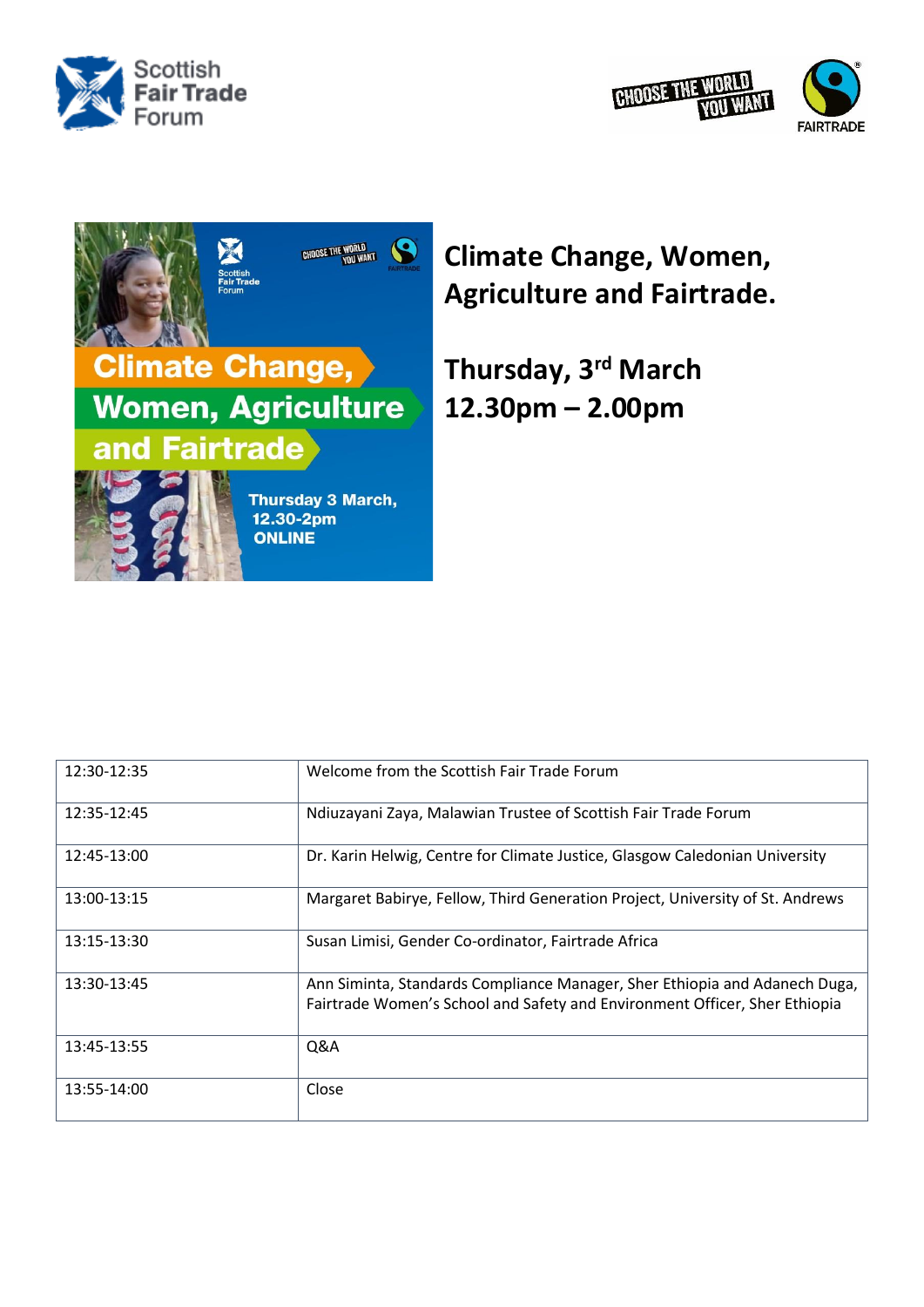# Climate Change, Women, Agriculture and Fairtrade.

## Thursday, 3rd March 12.30pm – 2.00pm

| | |
|---|---|
| 12:30-12:35 | Welcome from the Scottish Fair Trade Forum |
| 12:35-12:45 | Ndiuzayani Zaya, Malawian Trustee of Scottish Fair Trade Forum |
| 12:45-13:00 | Dr. Karin Helwig, Centre for Climate Justice, Glasgow Caledonian University |
| 13:00-13:15 | Margaret Babirye, Fellow, Third Generation Project, University of St. Andrews |
| 13:15-13:30 | Susan Limisi, Gender Co-ordinator, Fairtrade Africa |
| 13:30-13:45 | Ann Siminta, Standards Compliance Manager, Sher Ethiopia and Adanech Duga, Fairtrade Women's School and Safety and Environment Officer, Sher Ethiopia |
| 13:45-13:55 | Q&A |
| 13:55-14:00 | Close |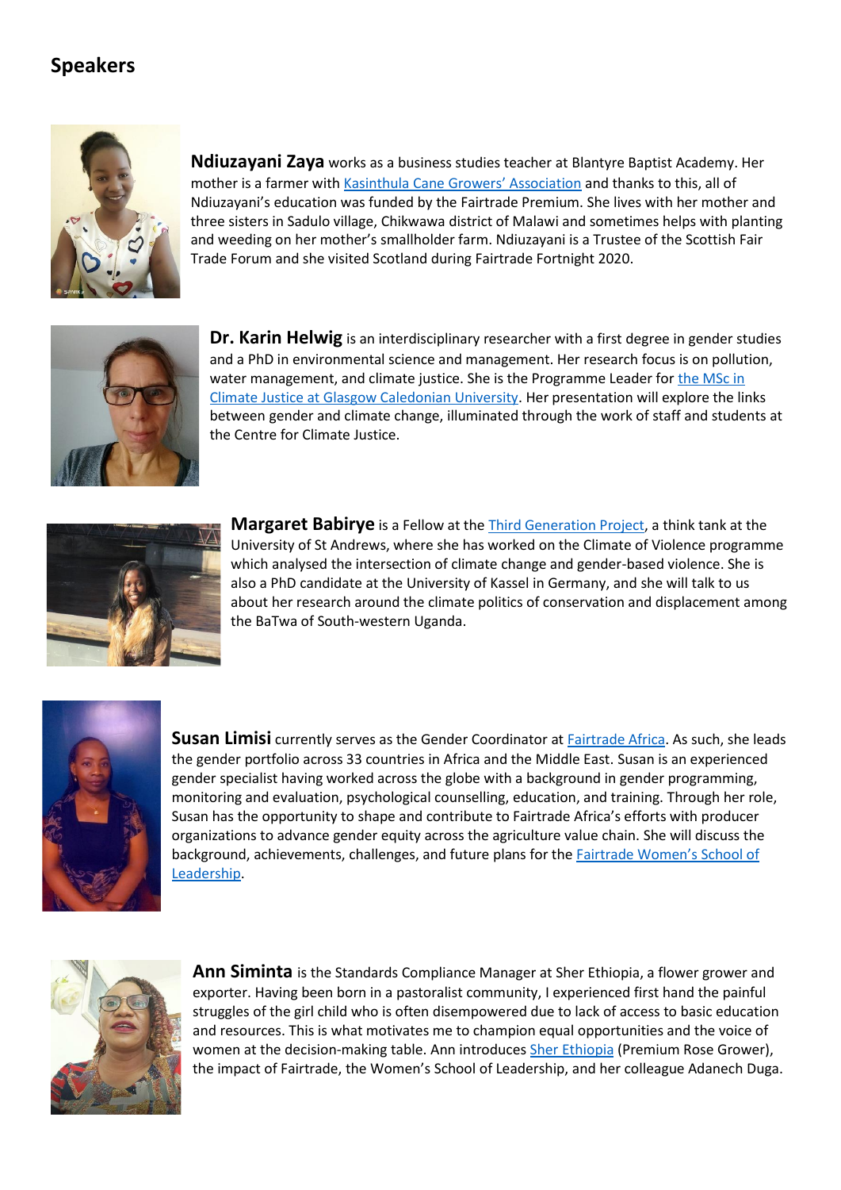## Speakers

**Ndiuzayani Zaya** works as a business studies teacher at Blantyre Baptist Academy. Her mother is a farmer with Kasinthula Cane Growers' Association and thanks to this, all of Ndiuzayani's education was funded by the Fairtrade Premium. She lives with her mother and three sisters in Sadulo village, Chikwawa district of Malawi and sometimes helps with planting and weeding on her mother's smallholder farm. Ndiuzayani is a Trustee of the Scottish Fair Trade Forum and she visited Scotland during Fairtrade Fortnight 2020.

**Dr. Karin Helwig** is an interdisciplinary researcher with a first degree in gender studies and a PhD in environmental science and management. Her research focus is on pollution, water management, and climate justice. She is the Programme Leader for the MSc in Climate Justice at Glasgow Caledonian University. Her presentation will explore the links between gender and climate change, illuminated through the work of staff and students at the Centre for Climate Justice.

**Margaret Babirye** is a Fellow at the Third Generation Project, a think tank at the University of St Andrews, where she has worked on the Climate of Violence programme which analysed the intersection of climate change and gender-based violence. She is also a PhD candidate at the University of Kassel in Germany, and she will talk to us about her research around the climate politics of conservation and displacement among the BaTwa of South-western Uganda.

**Susan Limisi** currently serves as the Gender Coordinator at Fairtrade Africa. As such, she leads the gender portfolio across 33 countries in Africa and the Middle East. Susan is an experienced gender specialist having worked across the globe with a background in gender programming, monitoring and evaluation, psychological counselling, education, and training. Through her role, Susan has the opportunity to shape and contribute to Fairtrade Africa's efforts with producer organizations to advance gender equity across the agriculture value chain. She will discuss the background, achievements, challenges, and future plans for the Fairtrade Women's School of Leadership.

**Ann Siminta** is the Standards Compliance Manager at Sher Ethiopia, a flower grower and exporter. Having been born in a pastoralist community, I experienced first hand the painful struggles of the girl child who is often disempowered due to lack of access to basic education and resources. This is what motivates me to champion equal opportunities and the voice of women at the decision-making table. Ann introduces Sher Ethiopia (Premium Rose Grower), the impact of Fairtrade, the Women's School of Leadership, and her colleague Adanech Duga.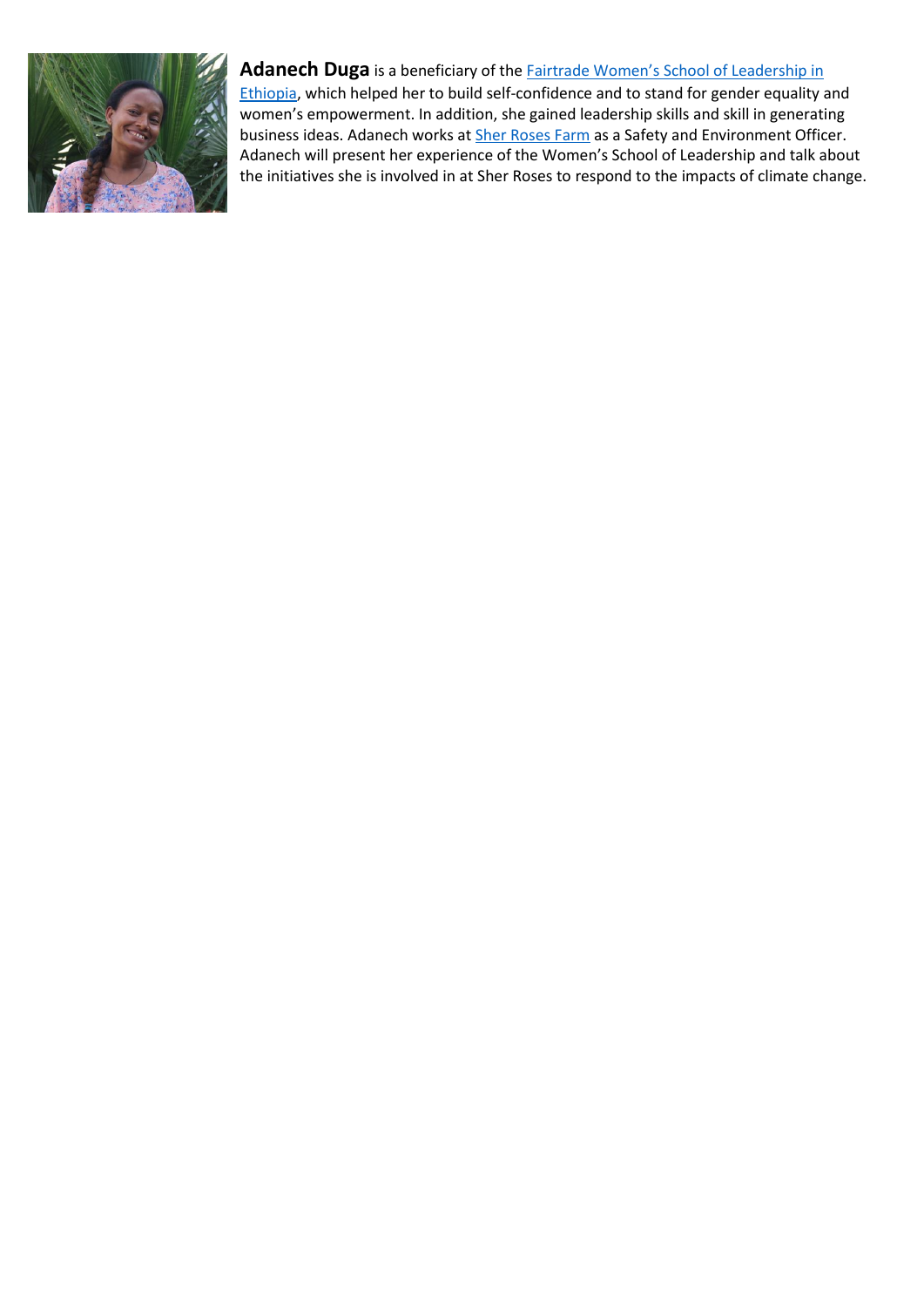**Adanech Duga** is a beneficiary of the [Fairtrade Women's School of Leadership in Ethiopia](), which helped her to build self-confidence and to stand for gender equality and women's empowerment. In addition, she gained leadership skills and skill in generating business ideas. Adanech works at [Sher Roses Farm]() as a Safety and Environment Officer. Adanech will present her experience of the Women's School of Leadership and talk about the initiatives she is involved in at Sher Roses to respond to the impacts of climate change.